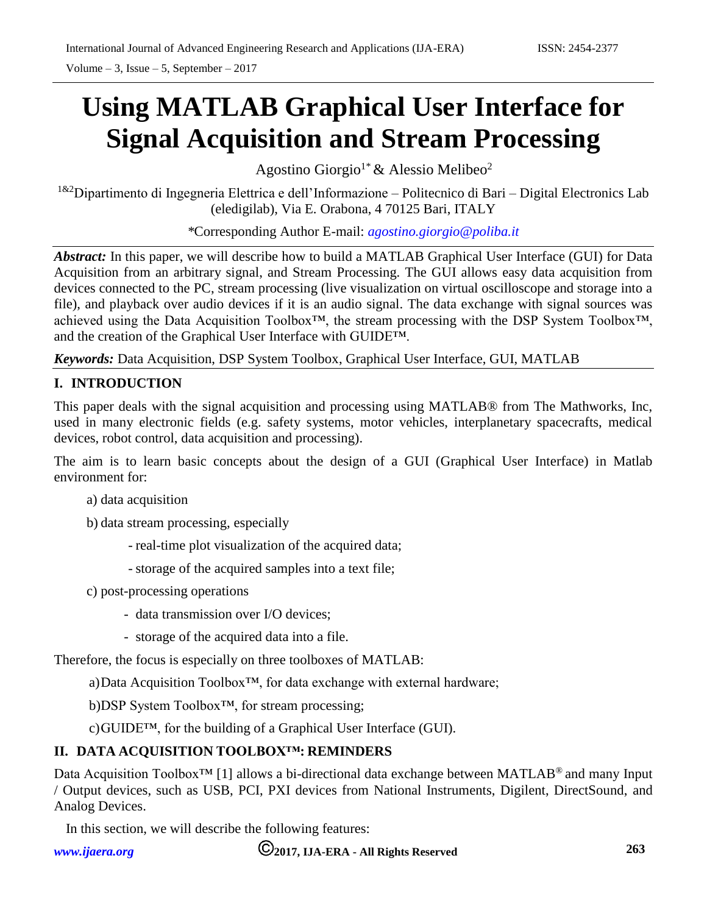# Using MATLAB Graphical User Interface for Signal Acquisition and Stream Processing

Agostino Giorgio[1*] & Alessio Melibeo[2]

[1&2]Dipartimento di Ingegneria Elettrica e dell'Informazione – Politecnico di Bari – Digital Electronics Lab (eledigilab), Via E. Orabona, 4 70125 Bari, ITALY

*Corresponding Author E-mail: agostino.giorgio@poliba.it

***Abstract:*** In this paper, we will describe how to build a MATLAB Graphical User Interface (GUI) for Data Acquisition from an arbitrary signal, and Stream Processing. The GUI allows easy data acquisition from devices connected to the PC, stream processing (live visualization on virtual oscilloscope and storage into a file), and playback over audio devices if it is an audio signal. The data exchange with signal sources was achieved using the Data Acquisition Toolbox™, the stream processing with the DSP System Toolbox™, and the creation of the Graphical User Interface with GUIDE™.

***Keywords:*** Data Acquisition, DSP System Toolbox, Graphical User Interface, GUI, MATLAB

## I. INTRODUCTION

This paper deals with the signal acquisition and processing using MATLAB® from The Mathworks, Inc, used in many electronic fields (e.g. safety systems, motor vehicles, interplanetary spacecrafts, medical devices, robot control, data acquisition and processing).

The aim is to learn basic concepts about the design of a GUI (Graphical User Interface) in Matlab environment for:

a) data acquisition

b) data stream processing, especially

- real-time plot visualization of the acquired data;
- storage of the acquired samples into a text file;

c) post-processing operations

- data transmission over I/O devices;
- storage of the acquired data into a file.

Therefore, the focus is especially on three toolboxes of MATLAB:

a) Data Acquisition Toolbox™, for data exchange with external hardware;

b) DSP System Toolbox™, for stream processing;

c) GUIDE™, for the building of a Graphical User Interface (GUI).

## II. DATA ACQUISITION TOOLBOX™: REMINDERS

Data Acquisition Toolbox™ [1] allows a bi-directional data exchange between MATLAB® and many Input / Output devices, such as USB, PCI, PXI devices from National Instruments, Digilent, DirectSound, and Analog Devices.

In this section, we will describe the following features: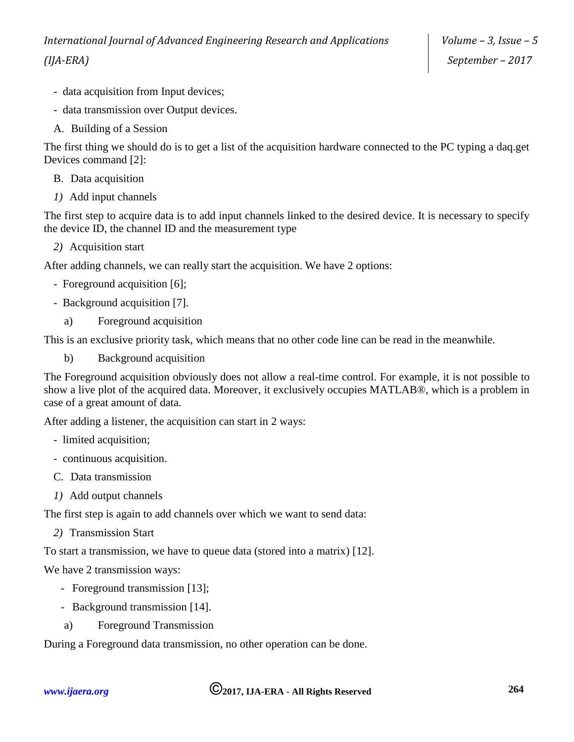- data acquisition from Input devices;
- data transmission over Output devices.

### A. Building of a Session

The first thing we should do is to get a list of the acquisition hardware connected to the PC typing a daq.get Devices command [2]:

### B. Data acquisition

#### *1)* Add input channels

The first step to acquire data is to add input channels linked to the desired device. It is necessary to specify the device ID, the channel ID and the measurement type

#### *2)* Acquisition start

After adding channels, we can really start the acquisition. We have 2 options:

- Foreground acquisition [6];
- Background acquisition [7].

##### a) Foreground acquisition

This is an exclusive priority task, which means that no other code line can be read in the meanwhile.

##### b) Background acquisition

The Foreground acquisition obviously does not allow a real-time control. For example, it is not possible to show a live plot of the acquired data. Moreover, it exclusively occupies MATLAB®, which is a problem in case of a great amount of data.

After adding a listener, the acquisition can start in 2 ways:

- limited acquisition;
- continuous acquisition.

### C. Data transmission

#### *1)* Add output channels

The first step is again to add channels over which we want to send data:

#### *2)* Transmission Start

To start a transmission, we have to queue data (stored into a matrix) [12].

We have 2 transmission ways:

- Foreground transmission [13];
- Background transmission [14].

##### a) Foreground Transmission

During a Foreground data transmission, no other operation can be done.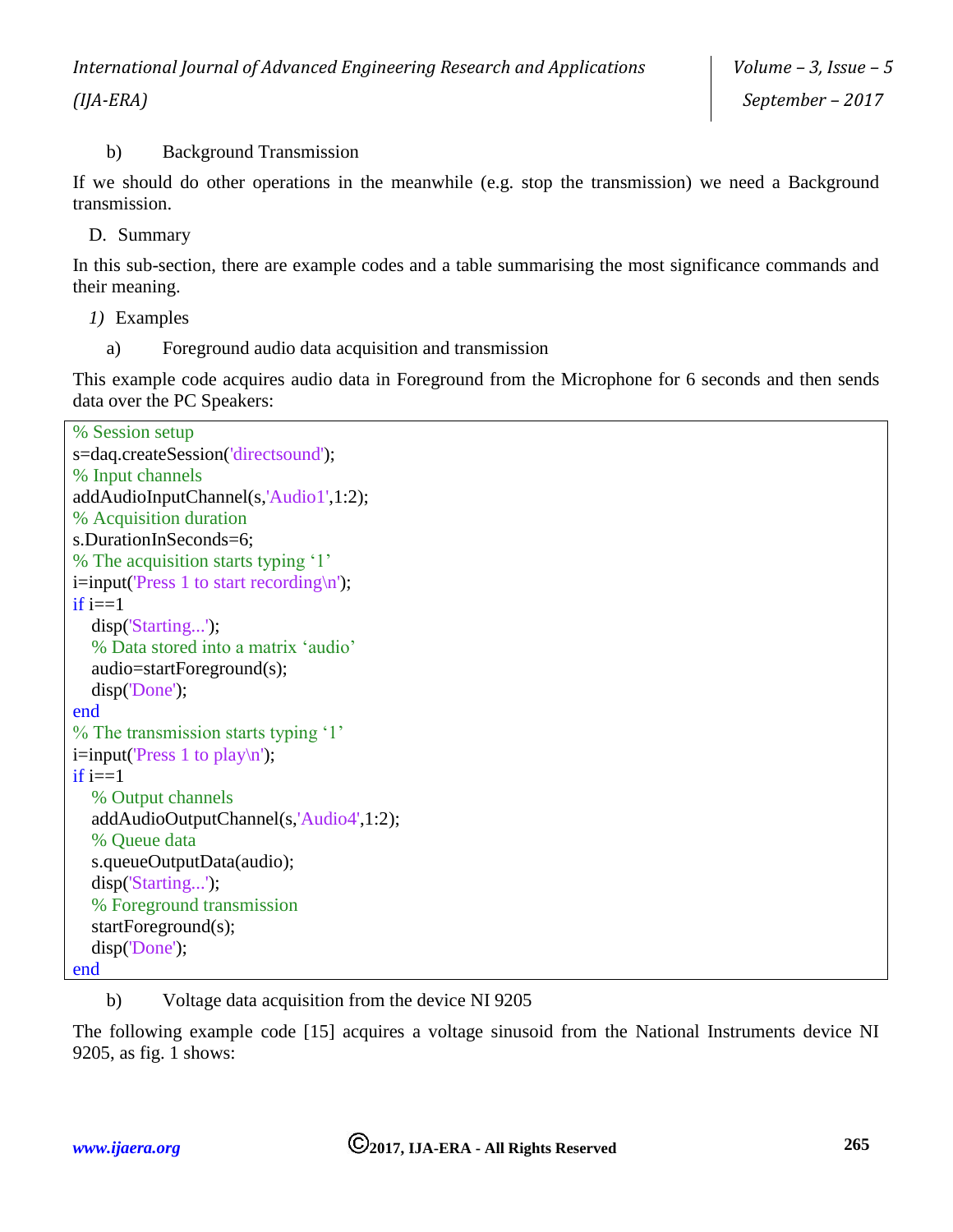b) Background Transmission

If we should do other operations in the meanwhile (e.g. stop the transmission) we need a Background transmission.

### D. Summary

In this sub-section, there are example codes and a table summarising the most significance commands and their meaning.

#### *1)* Examples

a) Foreground audio data acquisition and transmission

This example code acquires audio data in Foreground from the Microphone for 6 seconds and then sends data over the PC Speakers:

```
% Session setup
s=daq.createSession('directsound');
% Input channels
addAudioInputChannel(s,'Audio1',1:2);
% Acquisition duration
s.DurationInSeconds=6;
% The acquisition starts typing '1'
i=input('Press 1 to start recording\n');
if i==1
   disp('Starting...');
   % Data stored into a matrix 'audio'
   audio=startForeground(s);
   disp('Done');
end
% The transmission starts typing '1'
i=input('Press 1 to play\n');
if i==1
   % Output channels
   addAudioOutputChannel(s,'Audio4',1:2);
   % Queue data
   s.queueOutputData(audio);
   disp('Starting...');
   % Foreground transmission
   startForeground(s);
   disp('Done');
end
```

b) Voltage data acquisition from the device NI 9205

The following example code [15] acquires a voltage sinusoid from the National Instruments device NI 9205, as fig. 1 shows: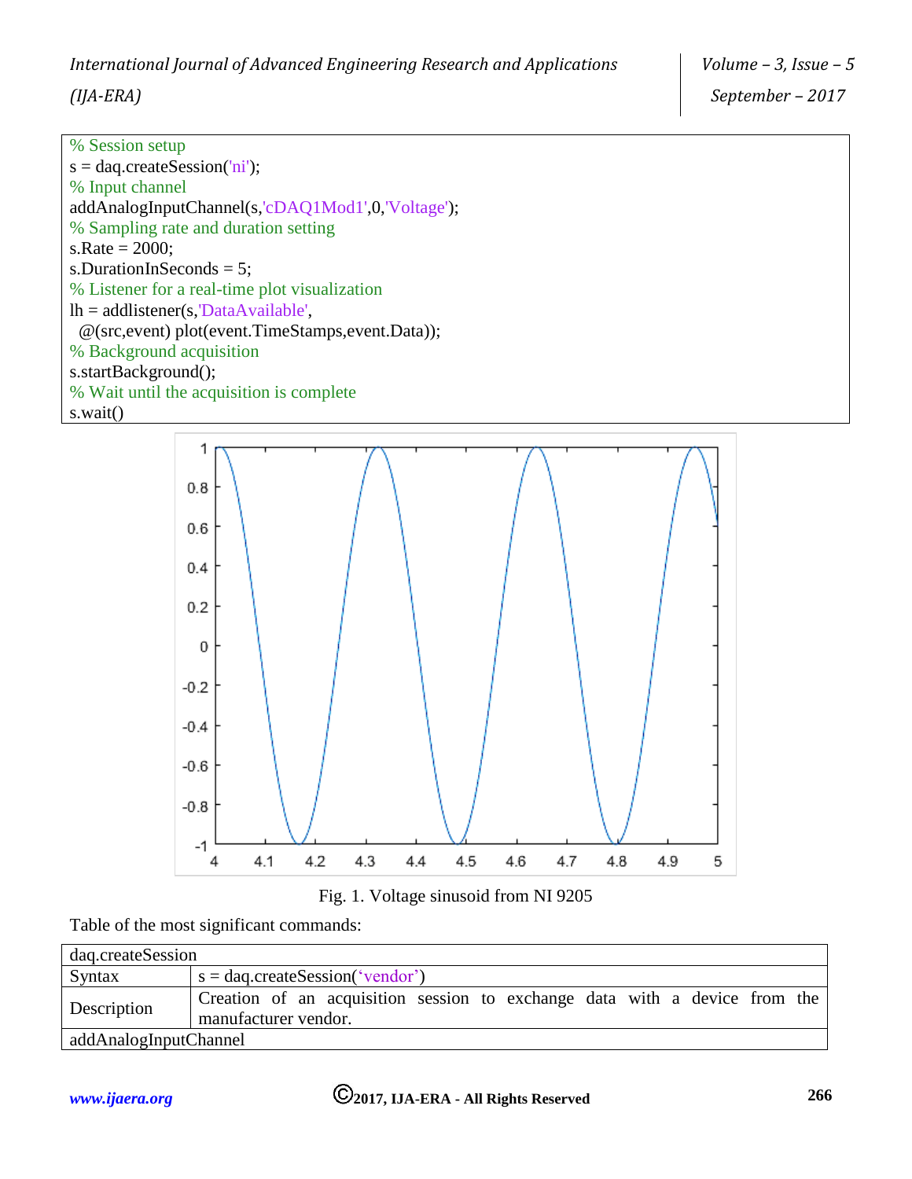```
% Session setup
s = daq.createSession('ni');
% Input channel
addAnalogInputChannel(s,'cDAQ1Mod1',0,'Voltage');
% Sampling rate and duration setting
s.Rate = 2000;
s.DurationInSeconds = 5;
% Listener for a real-time plot visualization
lh = addlistener(s,'DataAvailable',
  @(src,event) plot(event.TimeStamps,event.Data));
% Background acquisition
s.startBackground();
% Wait until the acquisition is complete
s.wait()
```

Fig. 1. Voltage sinusoid from NI 9205

Table of the most significant commands:

| daq.createSession | |
|---|---|
| Syntax | s = daq.createSession('vendor') |
| Description | Creation of an acquisition session to exchange data with a device from the manufacturer vendor. |
| addAnalogInputChannel | |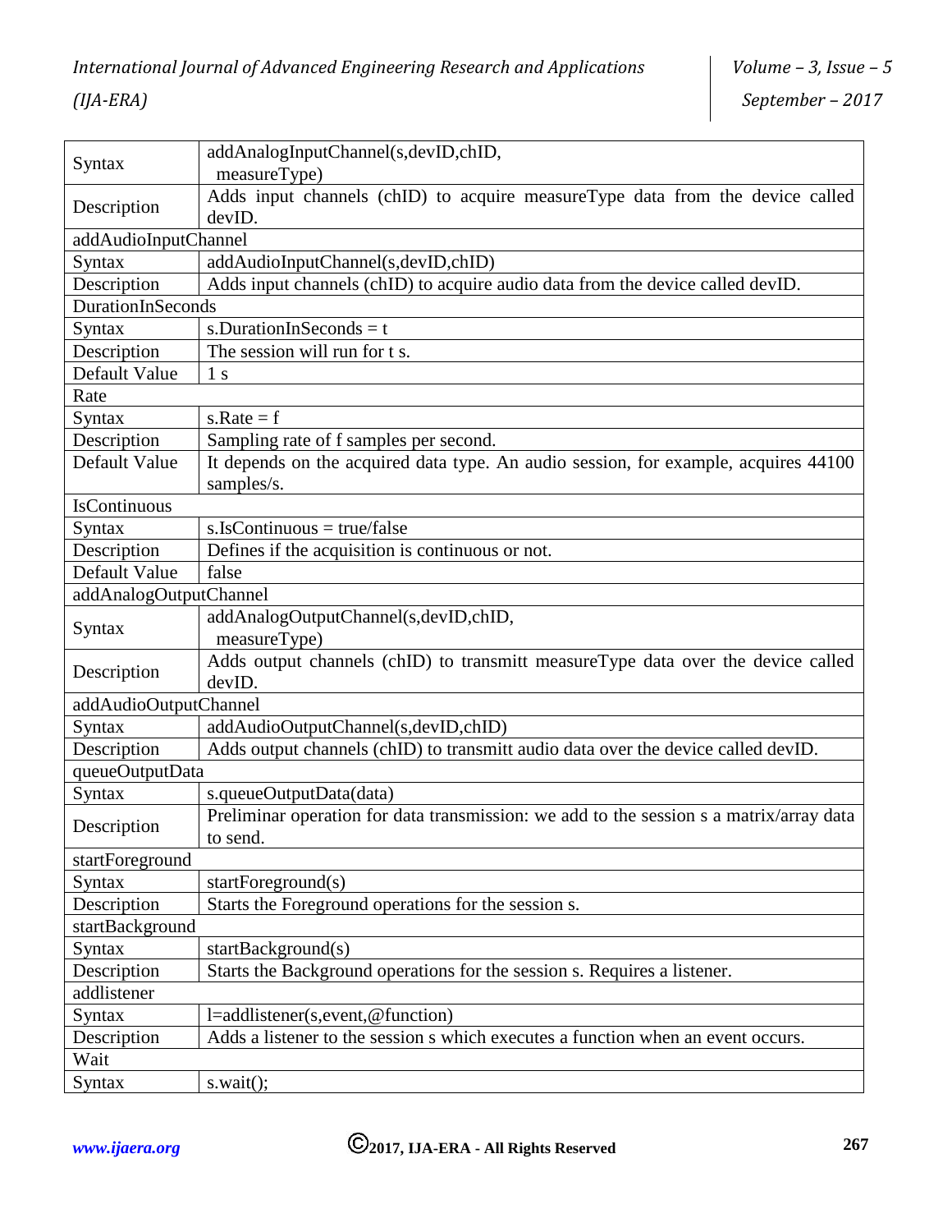| | |
|---|---|
| Syntax | addAnalogInputChannel(s,devID,chID, measureType) |
| Description | Adds input channels (chID) to acquire measureType data from the device called devID. |
| addAudioInputChannel | |
| Syntax | addAudioInputChannel(s,devID,chID) |
| Description | Adds input channels (chID) to acquire audio data from the device called devID. |
| DurationInSeconds | |
| Syntax | s.DurationInSeconds = t |
| Description | The session will run for t s. |
| Default Value | 1 s |
| Rate | |
| Syntax | s.Rate = f |
| Description | Sampling rate of f samples per second. |
| Default Value | It depends on the acquired data type. An audio session, for example, acquires 44100 samples/s. |
| IsContinuous | |
| Syntax | s.IsContinuous = true/false |
| Description | Defines if the acquisition is continuous or not. |
| Default Value | false |
| addAnalogOutputChannel | |
| Syntax | addAnalogOutputChannel(s,devID,chID, measureType) |
| Description | Adds output channels (chID) to transmitt measureType data over the device called devID. |
| addAudioOutputChannel | |
| Syntax | addAudioOutputChannel(s,devID,chID) |
| Description | Adds output channels (chID) to transmitt audio data over the device called devID. |
| queueOutputData | |
| Syntax | s.queueOutputData(data) |
| Description | Preliminar operation for data transmission: we add to the session s a matrix/array data to send. |
| startForeground | |
| Syntax | startForeground(s) |
| Description | Starts the Foreground operations for the session s. |
| startBackground | |
| Syntax | startBackground(s) |
| Description | Starts the Background operations for the session s. Requires a listener. |
| addlistener | |
| Syntax | l=addlistener(s,event,@function) |
| Description | Adds a listener to the session s which executes a function when an event occurs. |
| Wait | |
| Syntax | s.wait(); |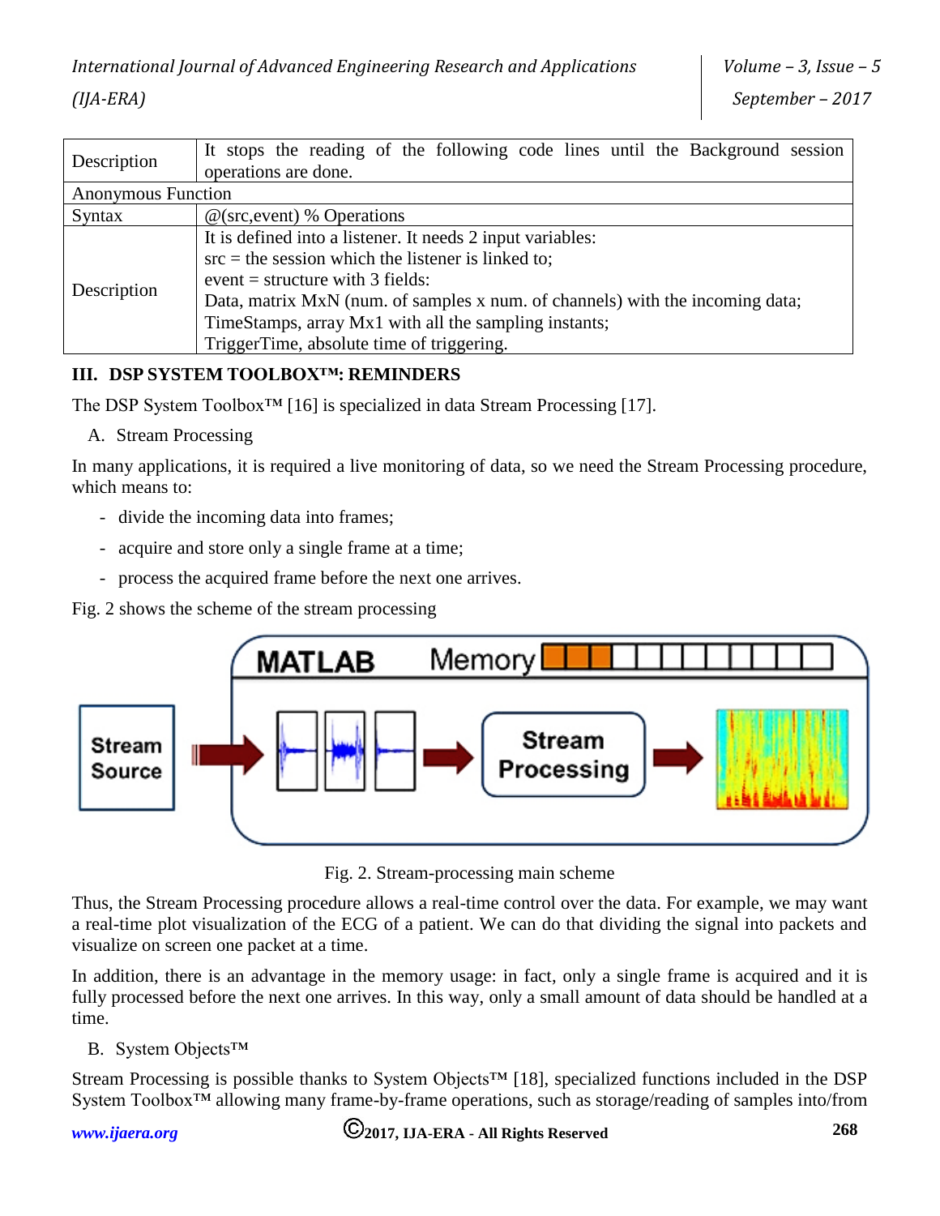| Description | It stops the reading of the following code lines until the Background session operations are done. |
|---|---|
| Anonymous Function | |
| Syntax | @(src,event) % Operations |
| Description | It is defined into a listener. It needs 2 input variables:<br>src = the session which the listener is linked to;<br>event = structure with 3 fields:<br>Data, matrix MxN (num. of samples x num. of channels) with the incoming data;<br>TimeStamps, array Mx1 with all the sampling instants;<br>TriggerTime, absolute time of triggering. |

## III. DSP SYSTEM TOOLBOX™: REMINDERS

The DSP System Toolbox™ [16] is specialized in data Stream Processing [17].

### A. Stream Processing

In many applications, it is required a live monitoring of data, so we need the Stream Processing procedure, which means to:

- divide the incoming data into frames;
- acquire and store only a single frame at a time;
- process the acquired frame before the next one arrives.

Fig. 2 shows the scheme of the stream processing

Fig. 2. Stream-processing main scheme

Thus, the Stream Processing procedure allows a real-time control over the data. For example, we may want a real-time plot visualization of the ECG of a patient. We can do that dividing the signal into packets and visualize on screen one packet at a time.

In addition, there is an advantage in the memory usage: in fact, only a single frame is acquired and it is fully processed before the next one arrives. In this way, only a small amount of data should be handled at a time.

### B. System Objects™

Stream Processing is possible thanks to System Objects™ [18], specialized functions included in the DSP System Toolbox™ allowing many frame-by-frame operations, such as storage/reading of samples into/from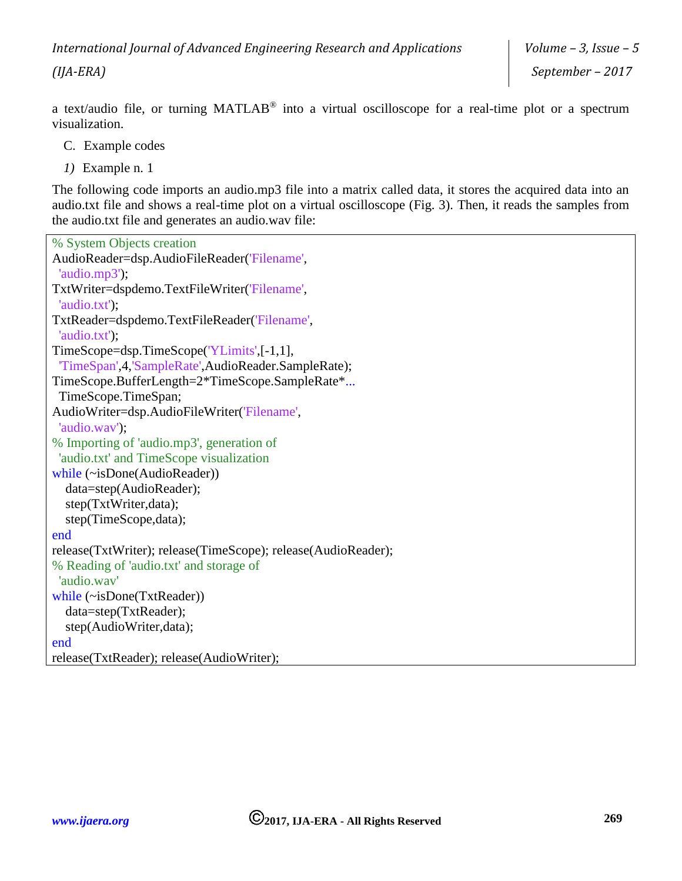a text/audio file, or turning MATLAB® into a virtual oscilloscope for a real-time plot or a spectrum visualization.

C. Example codes

*1)* Example n. 1

The following code imports an audio.mp3 file into a matrix called data, it stores the acquired data into an audio.txt file and shows a real-time plot on a virtual oscilloscope (Fig. 3). Then, it reads the samples from the audio.txt file and generates an audio.wav file:

```
% System Objects creation
AudioReader=dsp.AudioFileReader('Filename',
  'audio.mp3');
TxtWriter=dspdemo.TextFileWriter('Filename',
  'audio.txt');
TxtReader=dspdemo.TextFileReader('Filename',
  'audio.txt');
TimeScope=dsp.TimeScope('YLimits',[-1,1],
  'TimeSpan',4,'SampleRate',AudioReader.SampleRate);
TimeScope.BufferLength=2*TimeScope.SampleRate*...
  TimeScope.TimeSpan;
AudioWriter=dsp.AudioFileWriter('Filename',
  'audio.wav');
% Importing of 'audio.mp3', generation of
  'audio.txt' and TimeScope visualization
while (~isDone(AudioReader))
    data=step(AudioReader);
    step(TxtWriter,data);
    step(TimeScope,data);
end
release(TxtWriter); release(TimeScope); release(AudioReader);
% Reading of 'audio.txt' and storage of
  'audio.wav'
while (~isDone(TxtReader))
    data=step(TxtReader);
    step(AudioWriter,data);
end
release(TxtReader); release(AudioWriter);
```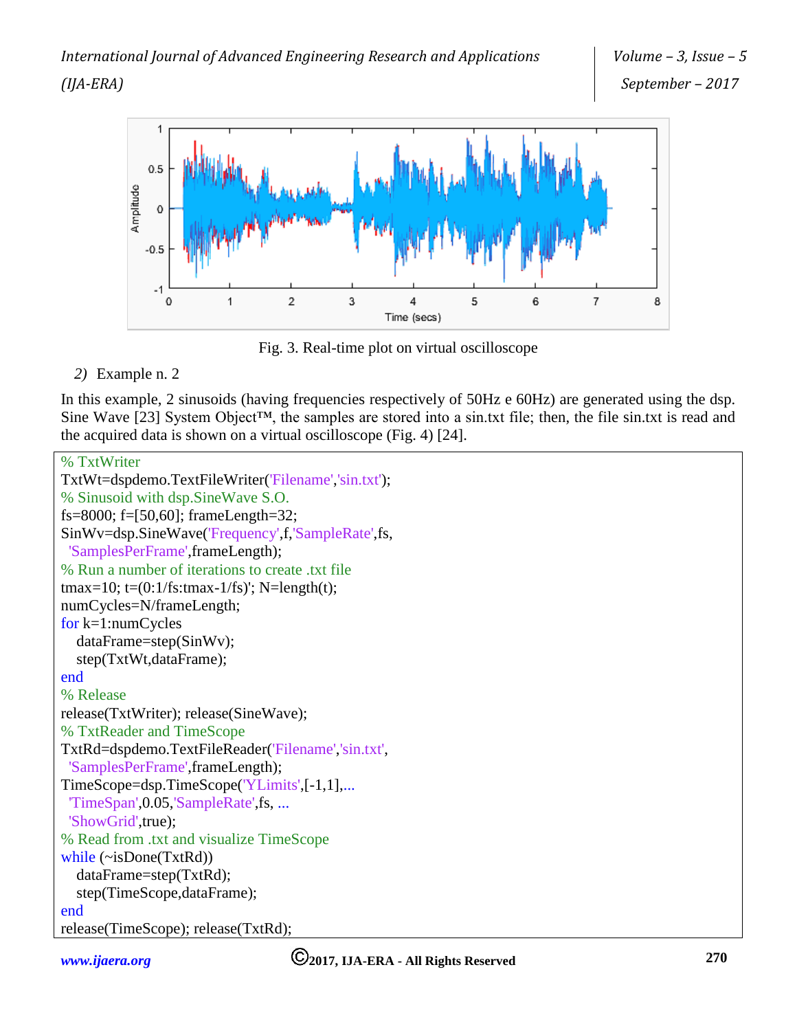Fig. 3. Real-time plot on virtual oscilloscope

*2)* Example n. 2

In this example, 2 sinusoids (having frequencies respectively of 50Hz e 60Hz) are generated using the dsp. Sine Wave [23] System Object™, the samples are stored into a sin.txt file; then, the file sin.txt is read and the acquired data is shown on a virtual oscilloscope (Fig. 4) [24].

```
% TxtWriter
TxtWt=dspdemo.TextFileWriter('Filename','sin.txt');
% Sinusoid with dsp.SineWave S.O.
fs=8000; f=[50,60]; frameLength=32;
SinWv=dsp.SineWave('Frequency',f,'SampleRate',fs,
 'SamplesPerFrame',frameLength);
% Run a number of iterations to create .txt file
tmax=10; t=(0:1/fs:tmax-1/fs)'; N=length(t);
numCycles=N/frameLength;
for k=1:numCycles
   dataFrame=step(SinWv);
   step(TxtWt,dataFrame);
end
% Release
release(TxtWriter); release(SineWave);
% TxtReader and TimeScope
TxtRd=dspdemo.TextFileReader('Filename','sin.txt',
 'SamplesPerFrame',frameLength);
TimeScope=dsp.TimeScope('YLimits',[-1,1],...
 'TimeSpan',0.05,'SampleRate',fs, ...
 'ShowGrid',true);
% Read from .txt and visualize TimeScope
while (~isDone(TxtRd))
   dataFrame=step(TxtRd);
   step(TimeScope,dataFrame);
end
release(TimeScope); release(TxtRd);
```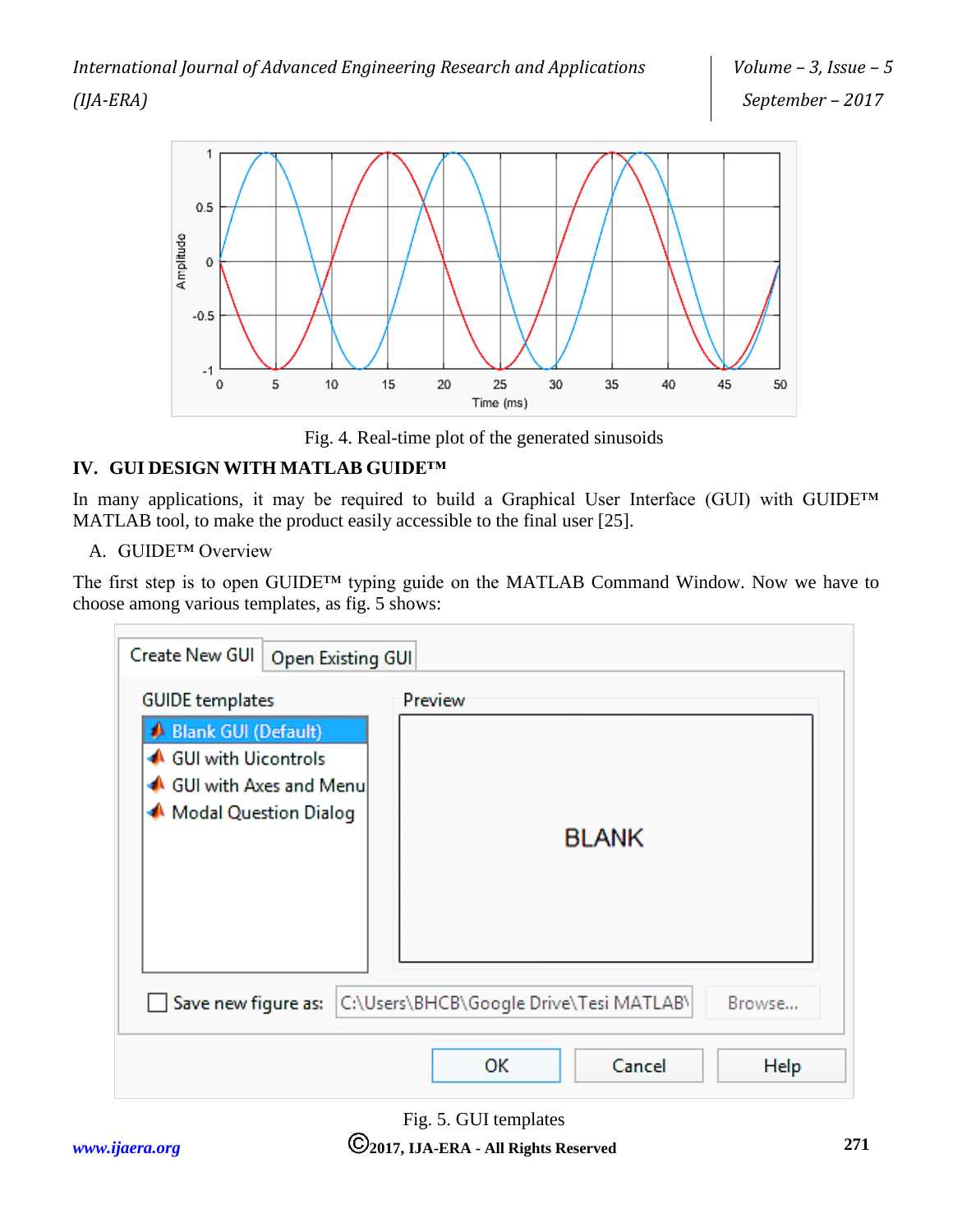Fig. 4. Real-time plot of the generated sinusoids

## IV. GUI DESIGN WITH MATLAB GUIDE™

In many applications, it may be required to build a Graphical User Interface (GUI) with GUIDE™ MATLAB tool, to make the product easily accessible to the final user [25].

### A. GUIDE™ Overview

The first step is to open GUIDE™ typing guide on the MATLAB Command Window. Now we have to choose among various templates, as fig. 5 shows:

Fig. 5. GUI templates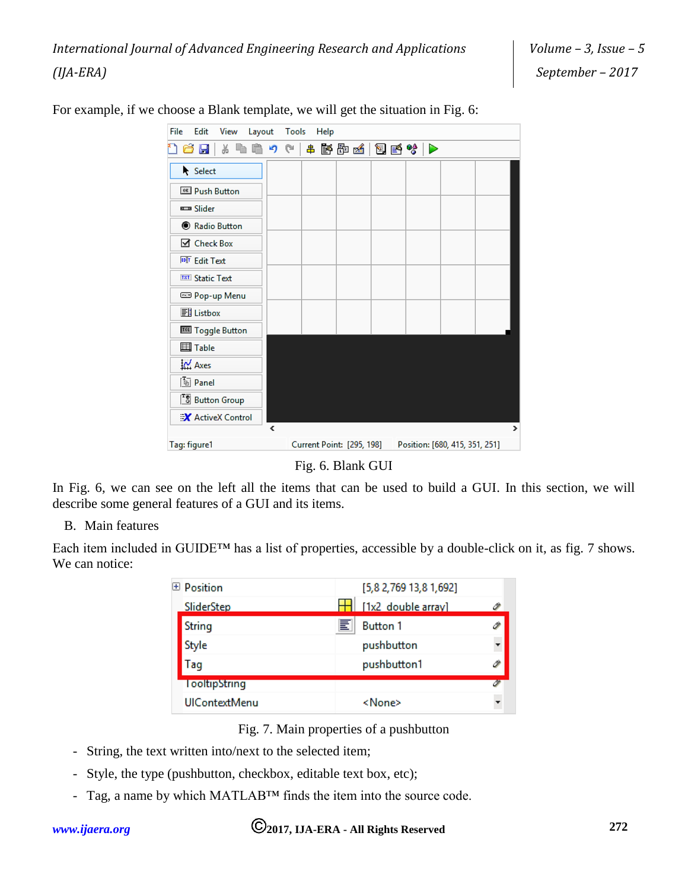For example, if we choose a Blank template, we will get the situation in Fig. 6:

Fig. 6. Blank GUI

In Fig. 6, we can see on the left all the items that can be used to build a GUI. In this section, we will describe some general features of a GUI and its items.

B. Main features

Each item included in GUIDE™ has a list of properties, accessible by a double-click on it, as fig. 7 shows. We can notice:

Fig. 7. Main properties of a pushbutton

- String, the text written into/next to the selected item;
- Style, the type (pushbutton, checkbox, editable text box, etc);
- Tag, a name by which MATLAB™ finds the item into the source code.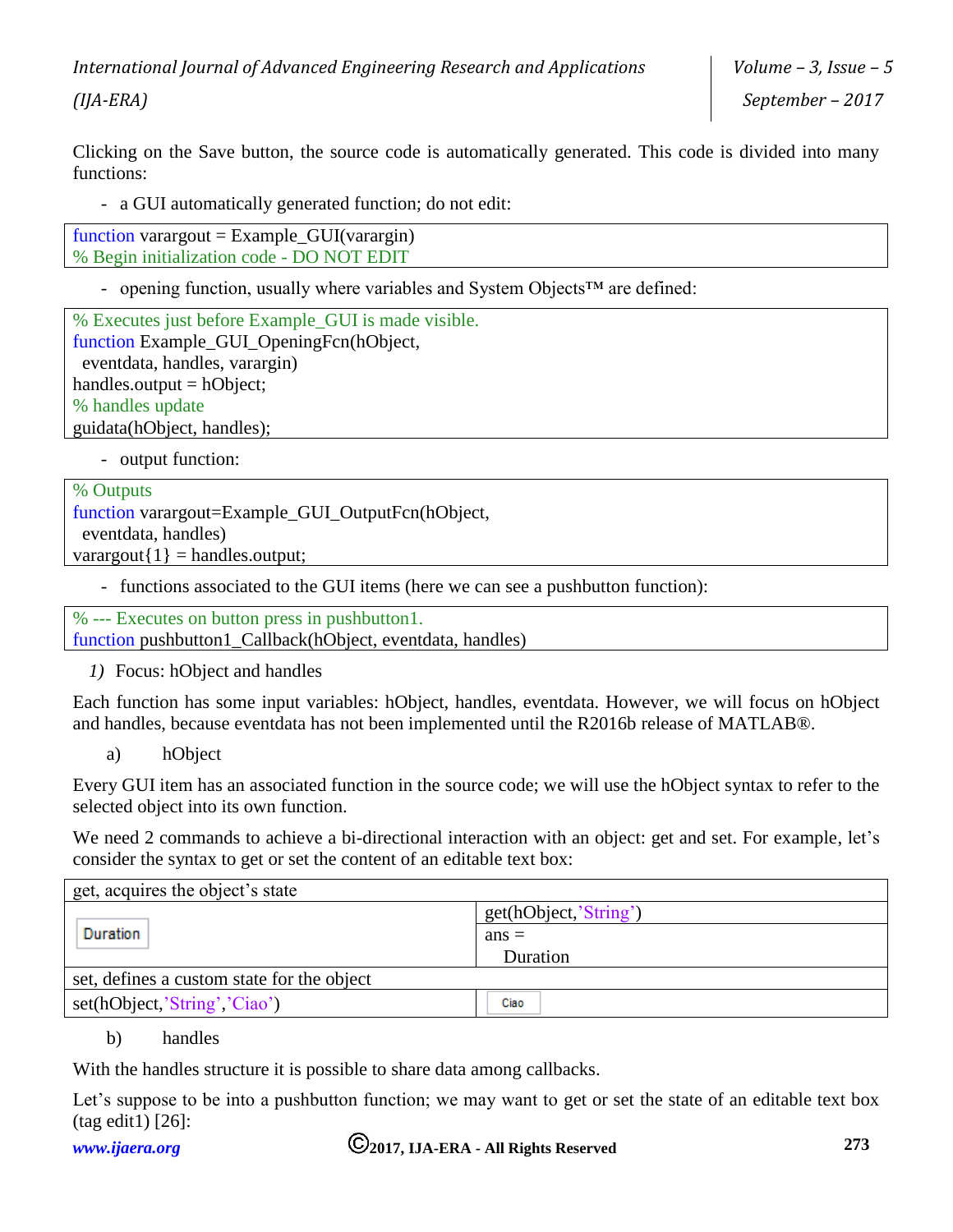Clicking on the Save button, the source code is automatically generated. This code is divided into many functions:

- a GUI automatically generated function; do not edit:

```
function varargout = Example_GUI(varargin)
% Begin initialization code - DO NOT EDIT
```

- opening function, usually where variables and System Objects™ are defined:

```
% Executes just before Example_GUI is made visible.
function Example_GUI_OpeningFcn(hObject,
  eventdata, handles, varargin)
handles.output = hObject;
% handles update
guidata(hObject, handles);
```

- output function:

```
% Outputs
function varargout=Example_GUI_OutputFcn(hObject,
  eventdata, handles)
varargout{1} = handles.output;
```

- functions associated to the GUI items (here we can see a pushbutton function):

```
% --- Executes on button press in pushbutton1.
function pushbutton1_Callback(hObject, eventdata, handles)
```

*1)* Focus: hObject and handles

Each function has some input variables: hObject, handles, eventdata. However, we will focus on hObject and handles, because eventdata has not been implemented until the R2016b release of MATLAB®.

a) hObject

Every GUI item has an associated function in the source code; we will use the hObject syntax to refer to the selected object into its own function.

We need 2 commands to achieve a bi-directional interaction with an object: get and set. For example, let's consider the syntax to get or set the content of an editable text box:

| get, acquires the object's state | |
|---|---|
| Duration | get(hObject,'String') <br> ans = <br> Duration |
| set, defines a custom state for the object | |
| set(hObject,'String','Ciao') | Ciao |

b) handles

With the handles structure it is possible to share data among callbacks.

Let's suppose to be into a pushbutton function; we may want to get or set the state of an editable text box (tag edit1) [26]: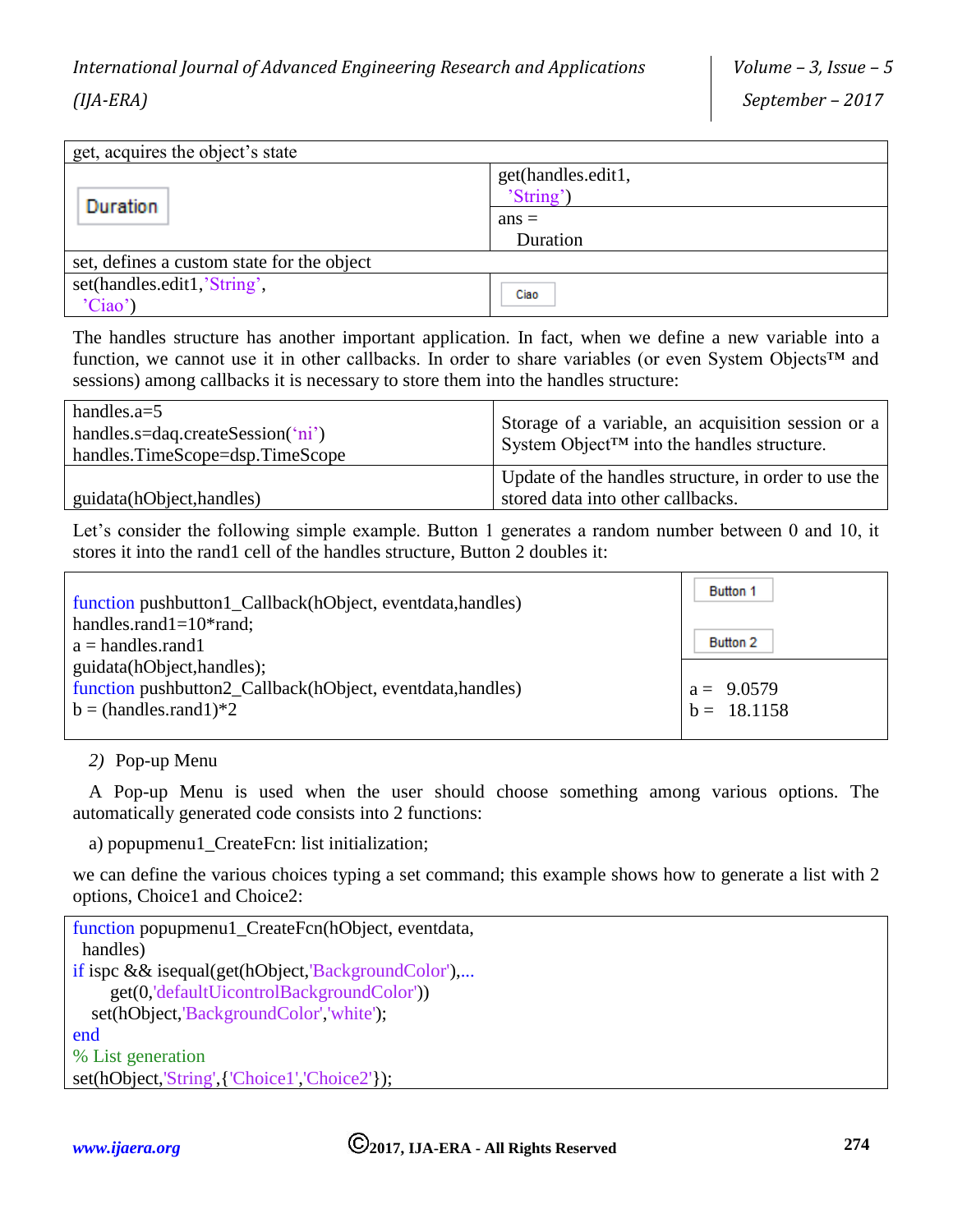| get, acquires the object's state | |
|---|---|
| Duration | get(handles.edit1, 'String') |
| | ans = Duration |
| set, defines a custom state for the object | |
| set(handles.edit1,'String', 'Ciao') | Ciao |

The handles structure has another important application. In fact, when we define a new variable into a function, we cannot use it in other callbacks. In order to share variables (or even System Objects™ and sessions) among callbacks it is necessary to store them into the handles structure:

| | |
|---|---|
| handles.a=5<br>handles.s=daq.createSession('ni')<br>handles.TimeScope=dsp.TimeScope | Storage of a variable, an acquisition session or a System Object™ into the handles structure. |
| guidata(hObject,handles) | Update of the handles structure, in order to use the stored data into other callbacks. |

Let's consider the following simple example. Button 1 generates a random number between 0 and 10, it stores it into the rand1 cell of the handles structure, Button 2 doubles it:

| | |
|---|---|
| function pushbutton1_Callback(hObject, eventdata,handles)<br>handles.rand1=10*rand;<br>a = handles.rand1<br>guidata(hObject,handles);<br>function pushbutton2_Callback(hObject, eventdata,handles)<br>b = (handles.rand1)*2 | Button 1<br>Button 2 |
| | a = 9.0579<br>b = 18.1158 |

*2) Pop-up Menu*

A Pop-up Menu is used when the user should choose something among various options. The automatically generated code consists into 2 functions:

a) popupmenu1_CreateFcn: list initialization;

we can define the various choices typing a set command; this example shows how to generate a list with 2 options, Choice1 and Choice2:

```
function popupmenu1_CreateFcn(hObject, eventdata,
 handles)
if ispc && isequal(get(hObject,'BackgroundColor'),...
     get(0,'defaultUicontrolBackgroundColor'))
   set(hObject,'BackgroundColor','white');
end
% List generation
set(hObject,'String',{'Choice1','Choice2'});
```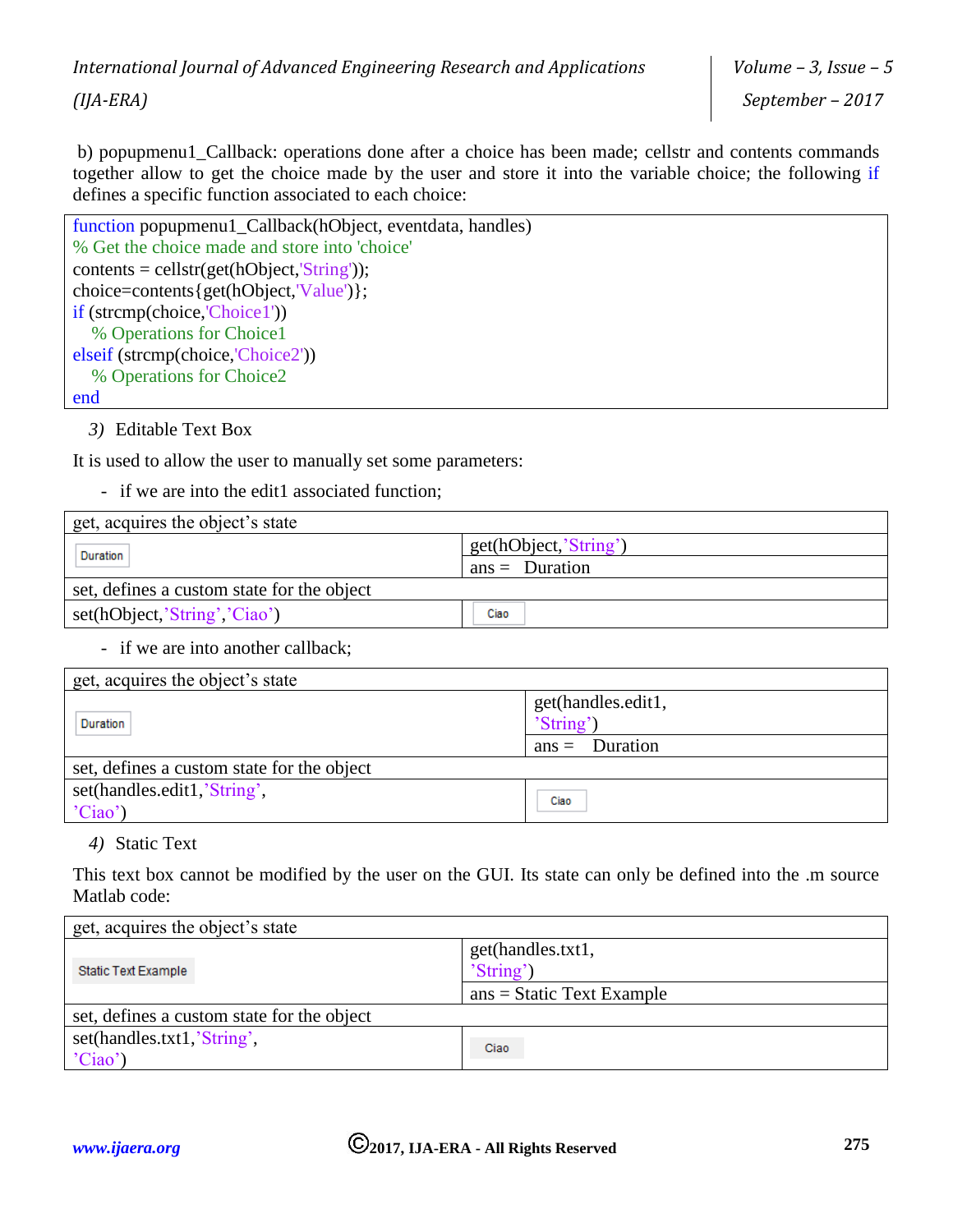b) popupmenu1_Callback: operations done after a choice has been made; cellstr and contents commands together allow to get the choice made by the user and store it into the variable choice; the following if defines a specific function associated to each choice:

```
function popupmenu1_Callback(hObject, eventdata, handles)
% Get the choice made and store into 'choice'
contents = cellstr(get(hObject,'String'));
choice=contents{get(hObject,'Value')};
if (strcmp(choice,'Choice1'))
   % Operations for Choice1
elseif (strcmp(choice,'Choice2'))
   % Operations for Choice2
end
```

*3)* Editable Text Box

It is used to allow the user to manually set some parameters:

- if we are into the edit1 associated function;

| get, acquires the object's state | |
|---|---|
| Duration | get(hObject,'String') <br> ans = Duration |
| set, defines a custom state for the object | |
| set(hObject,'String','Ciao') | Ciao |

- if we are into another callback;

| get, acquires the object's state | |
|---|---|
| Duration | get(handles.edit1, 'String') <br> ans = Duration |
| set, defines a custom state for the object | |
| set(handles.edit1,'String', 'Ciao') | Ciao |

*4)* Static Text

This text box cannot be modified by the user on the GUI. Its state can only be defined into the .m source Matlab code:

| get, acquires the object's state | |
|---|---|
| Static Text Example | get(handles.txt1, 'String') <br> ans = Static Text Example |
| set, defines a custom state for the object | |
| set(handles.txt1,'String', 'Ciao') | Ciao |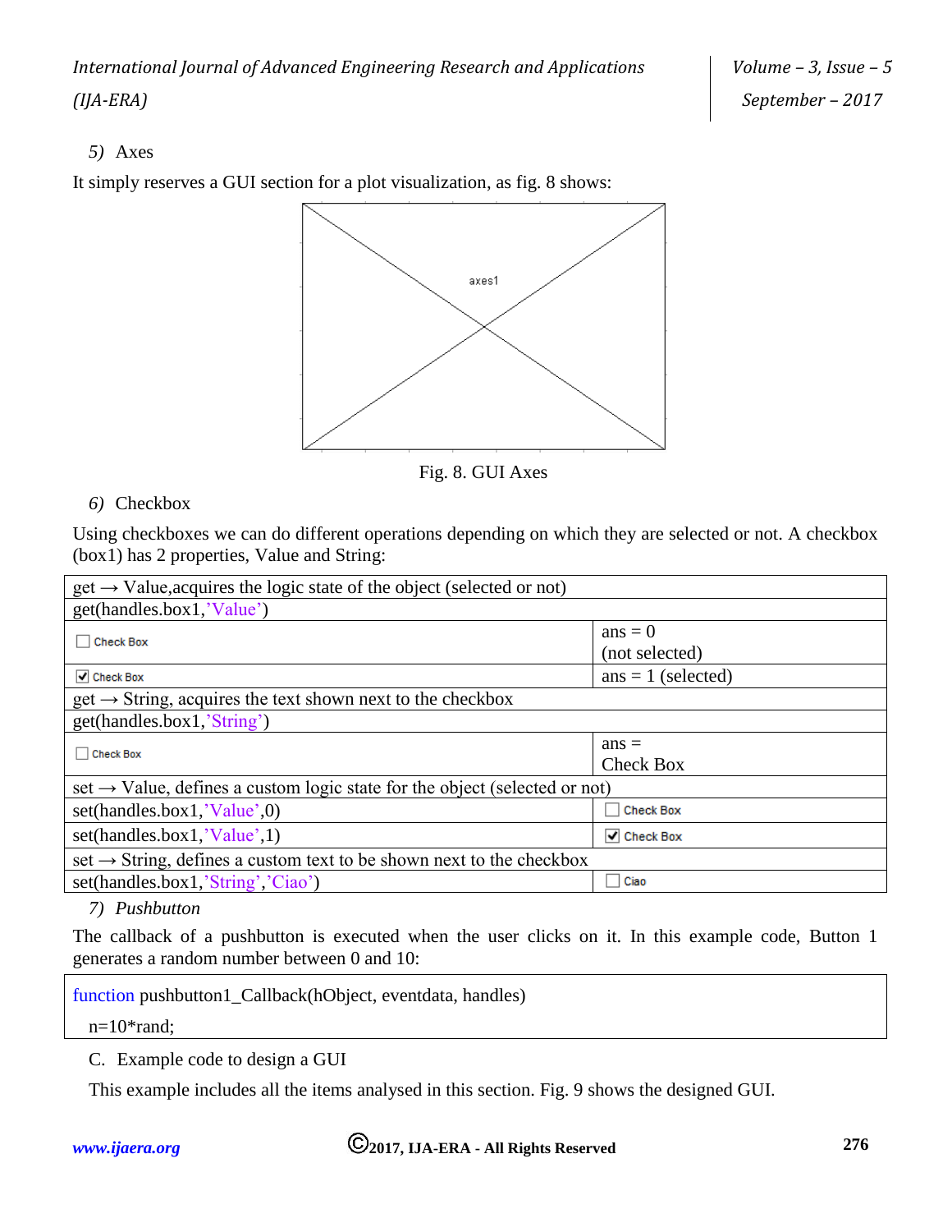*5)* Axes

It simply reserves a GUI section for a plot visualization, as fig. 8 shows:

Fig. 8. GUI Axes

*6)* Checkbox

Using checkboxes we can do different operations depending on which they are selected or not. A checkbox (box1) has 2 properties, Value and String:

| get → Value,acquires the logic state of the object (selected or not) | |
|---|---|
| get(handles.box1,'Value') | |
| ☐ Check Box | ans = 0 (not selected) |
| ☑ Check Box | ans = 1 (selected) |
| get → String, acquires the text shown next to the checkbox | |
| get(handles.box1,'String') | |
| ☐ Check Box | ans = Check Box |
| set → Value, defines a custom logic state for the object (selected or not) | |
| set(handles.box1,'Value',0) | ☐ Check Box |
| set(handles.box1,'Value',1) | ☑ Check Box |
| set → String, defines a custom text to be shown next to the checkbox | |
| set(handles.box1,'String','Ciao') | ☐ Ciao |

*7) Pushbutton*

The callback of a pushbutton is executed when the user clicks on it. In this example code, Button 1 generates a random number between 0 and 10:

```
function pushbutton1_Callback(hObject, eventdata, handles)
  n=10*rand;
```

C. Example code to design a GUI

This example includes all the items analysed in this section. Fig. 9 shows the designed GUI.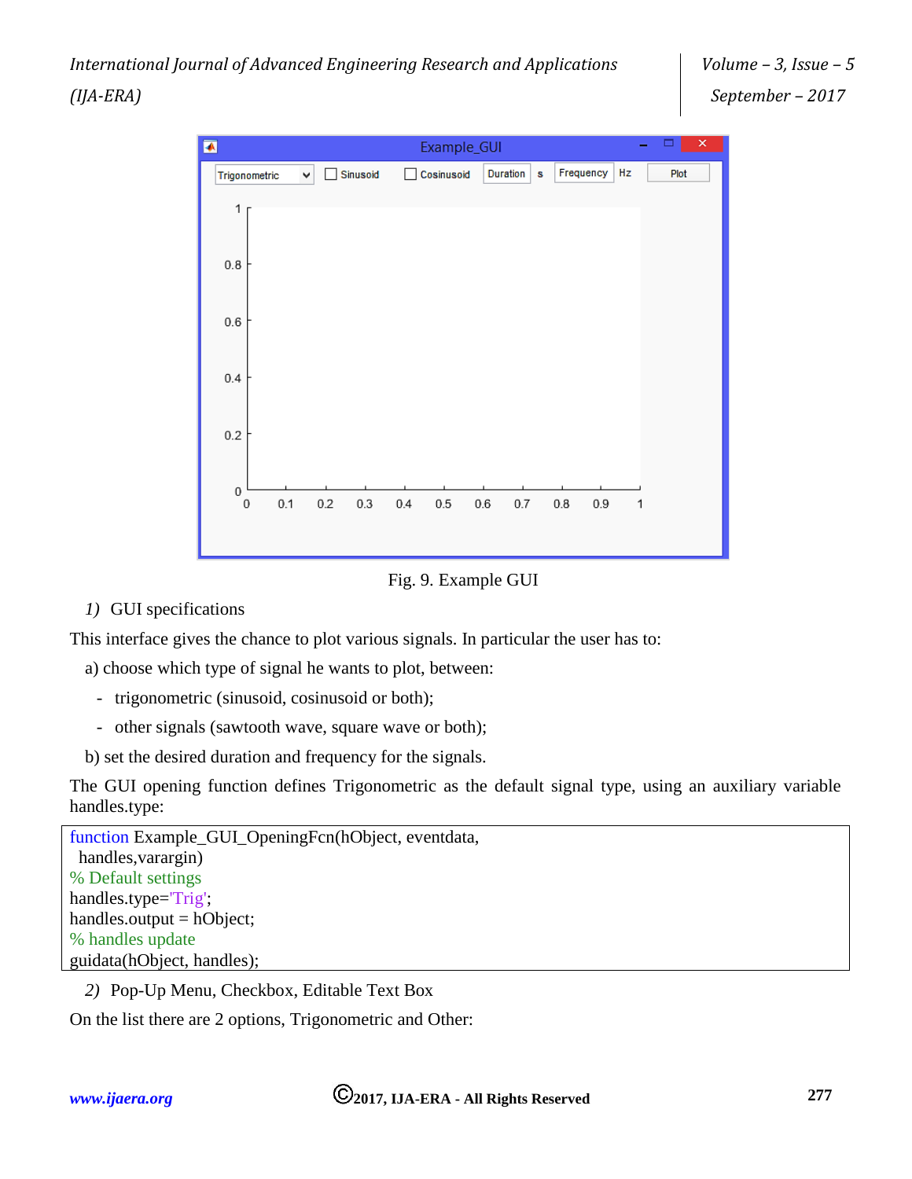Fig. 9. Example GUI

*1)* GUI specifications

This interface gives the chance to plot various signals. In particular the user has to:

a) choose which type of signal he wants to plot, between:

- trigonometric (sinusoid, cosinusoid or both);
- other signals (sawtooth wave, square wave or both);

b) set the desired duration and frequency for the signals.

The GUI opening function defines Trigonometric as the default signal type, using an auxiliary variable handles.type:

```
function Example_GUI_OpeningFcn(hObject, eventdata,
 handles,varargin)
% Default settings
handles.type='Trig';
handles.output = hObject;
% handles update
guidata(hObject, handles);
```

*2)* Pop-Up Menu, Checkbox, Editable Text Box

On the list there are 2 options, Trigonometric and Other: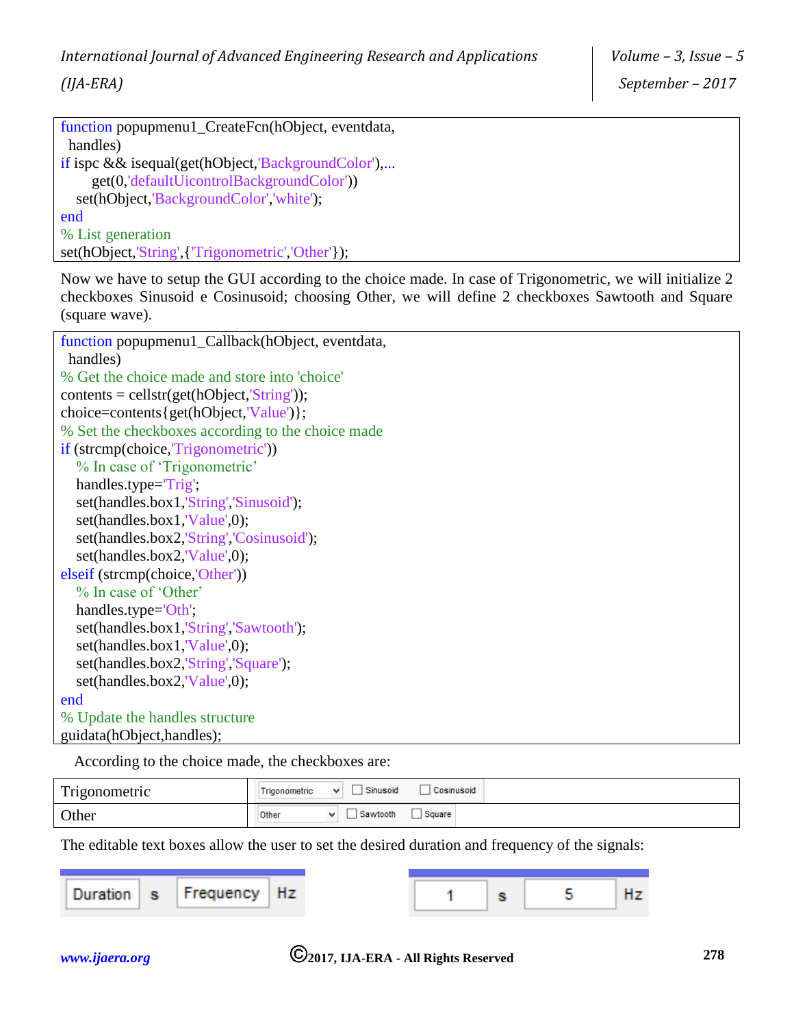```
function popupmenu1_CreateFcn(hObject, eventdata,
  handles)
if ispc && isequal(get(hObject,'BackgroundColor'),...
       get(0,'defaultUicontrolBackgroundColor'))
    set(hObject,'BackgroundColor','white');
end
% List generation
set(hObject,'String',{'Trigonometric','Other'});
```

Now we have to setup the GUI according to the choice made. In case of Trigonometric, we will initialize 2 checkboxes Sinusoid e Cosinusoid; choosing Other, we will define 2 checkboxes Sawtooth and Square (square wave).

```
function popupmenu1_Callback(hObject, eventdata,
  handles)
% Get the choice made and store into 'choice'
contents = cellstr(get(hObject,'String'));
choice=contents{get(hObject,'Value')};
% Set the checkboxes according to the choice made
if (strcmp(choice,'Trigonometric'))
    % In case of 'Trigonometric'
    handles.type='Trig';
    set(handles.box1,'String','Sinusoid');
    set(handles.box1,'Value',0);
    set(handles.box2,'String','Cosinusoid');
    set(handles.box2,'Value',0);
elseif (strcmp(choice,'Other'))
    % In case of 'Other'
    handles.type='Oth';
    set(handles.box1,'String','Sawtooth');
    set(handles.box1,'Value',0);
    set(handles.box2,'String','Square');
    set(handles.box2,'Value',0);
end
% Update the handles structure
guidata(hObject,handles);
```

According to the choice made, the checkboxes are:

| | |
|---|---|
| Trigonometric | Trigonometric ▾ ☐ Sinusoid ☐ Cosinusoid |
| Other | Other ▾ ☐ Sawtooth ☐ Square |

The editable text boxes allow the user to set the desired duration and frequency of the signals:

| Duration | s | Frequency | Hz |
|---|---|---|---|
| 1 | s | 5 | Hz |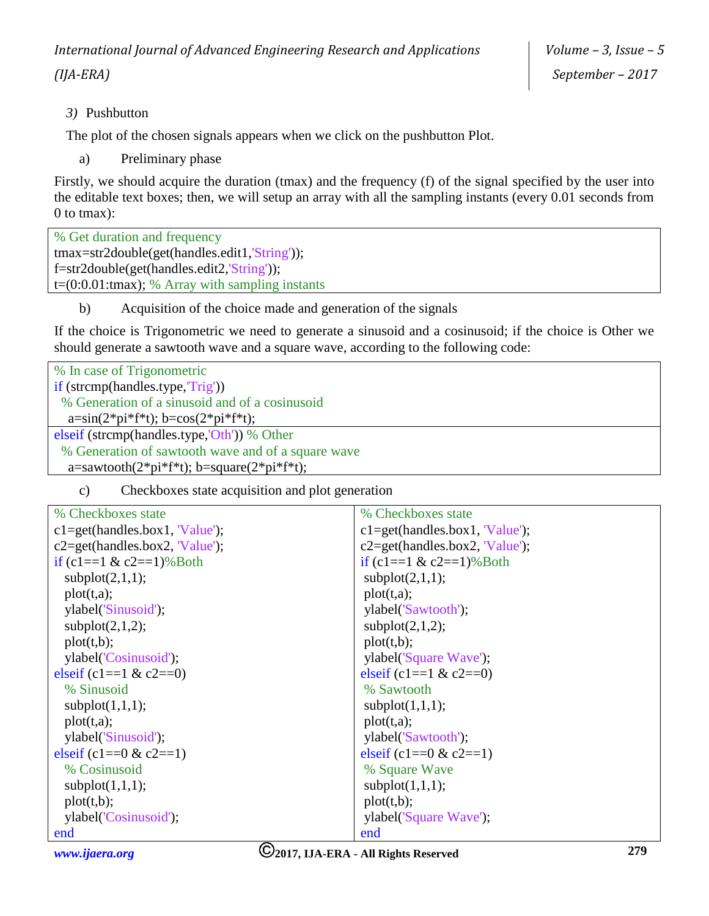*3)* Pushbutton

The plot of the chosen signals appears when we click on the pushbutton Plot.

a) Preliminary phase

Firstly, we should acquire the duration (tmax) and the frequency (f) of the signal specified by the user into the editable text boxes; then, we will setup an array with all the sampling instants (every 0.01 seconds from 0 to tmax):

```
% Get duration and frequency
tmax=str2double(get(handles.edit1,'String'));
f=str2double(get(handles.edit2,'String'));
t=(0:0.01:tmax); % Array with sampling instants
```

b) Acquisition of the choice made and generation of the signals

If the choice is Trigonometric we need to generate a sinusoid and a cosinusoid; if the choice is Other we should generate a sawtooth wave and a square wave, according to the following code:

```
% In case of Trigonometric
if (strcmp(handles.type,'Trig'))
  % Generation of a sinusoid and of a cosinusoid
   a=sin(2*pi*f*t); b=cos(2*pi*f*t);
elseif (strcmp(handles.type,'Oth')) % Other
  % Generation of sawtooth wave and of a square wave
   a=sawtooth(2*pi*f*t); b=square(2*pi*f*t);
```

c) Checkboxes state acquisition and plot generation

```
% Checkboxes state
c1=get(handles.box1, 'Value');
c2=get(handles.box2, 'Value');
if (c1==1 & c2==1)%Both
   subplot(2,1,1);
   plot(t,a);
   ylabel('Sinusoid');
   subplot(2,1,2);
   plot(t,b);
   ylabel('Cosinusoid');
elseif (c1==1 & c2==0)
   % Sinusoid
   subplot(1,1,1);
   plot(t,a);
   ylabel('Sinusoid');
elseif (c1==0 & c2==1)
   % Cosinusoid
   subplot(1,1,1);
   plot(t,b);
   ylabel('Cosinusoid');
end
```

```
% Checkboxes state
c1=get(handles.box1, 'Value');
c2=get(handles.box2, 'Value');
if (c1==1 & c2==1)%Both
 subplot(2,1,1);
 plot(t,a);
 ylabel('Sawtooth');
 subplot(2,1,2);
 plot(t,b);
 ylabel('Square Wave');
elseif (c1==1 & c2==0)
 % Sawtooth
 subplot(1,1,1);
 plot(t,a);
 ylabel('Sawtooth');
elseif (c1==0 & c2==1)
 % Square Wave
 subplot(1,1,1);
 plot(t,b);
 ylabel('Square Wave');
end
```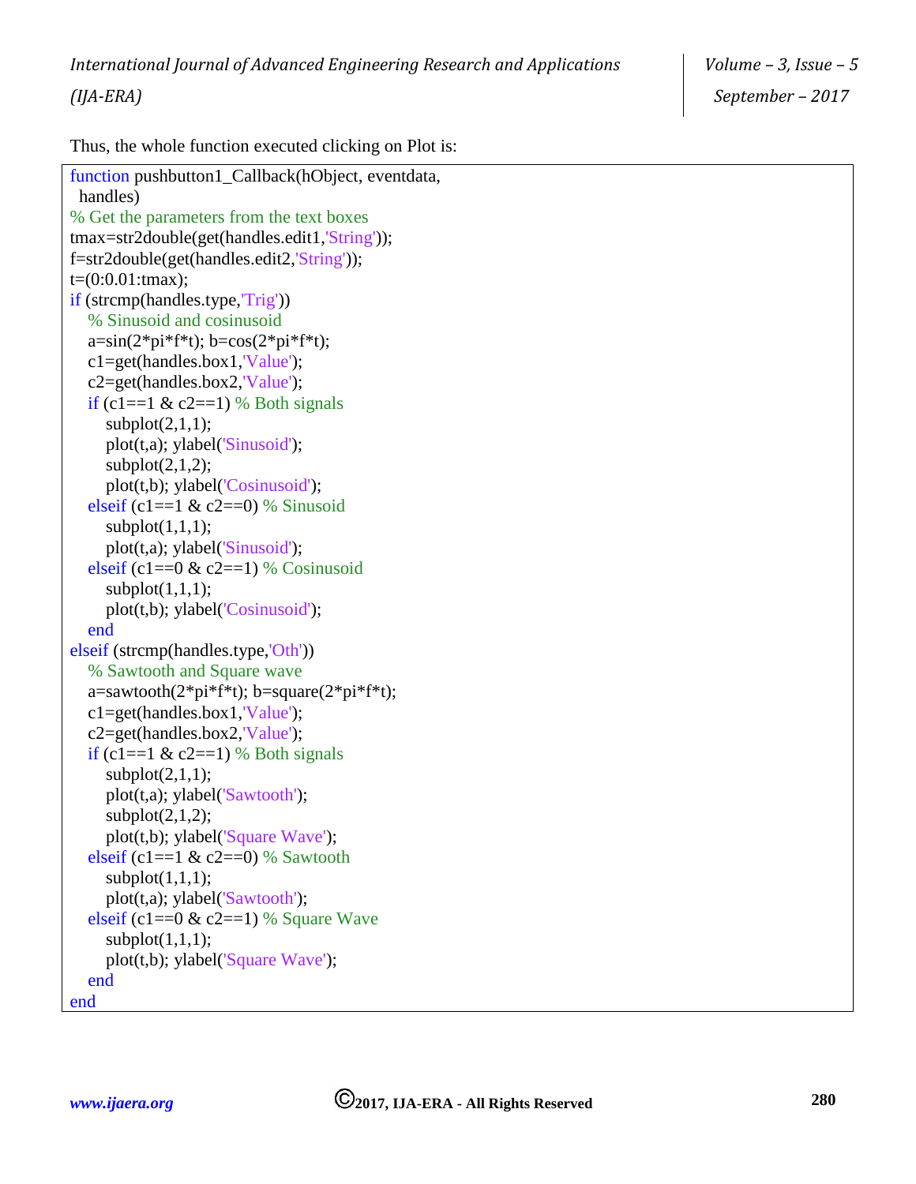Thus, the whole function executed clicking on Plot is:

```
function pushbutton1_Callback(hObject, eventdata,
  handles)
% Get the parameters from the text boxes
tmax=str2double(get(handles.edit1,'String'));
f=str2double(get(handles.edit2,'String'));
t=(0:0.01:tmax);
if (strcmp(handles.type,'Trig'))
   % Sinusoid and cosinusoid
   a=sin(2*pi*f*t); b=cos(2*pi*f*t);
   c1=get(handles.box1,'Value');
   c2=get(handles.box2,'Value');
   if (c1==1 & c2==1) % Both signals
      subplot(2,1,1);
      plot(t,a); ylabel('Sinusoid');
      subplot(2,1,2);
      plot(t,b); ylabel('Cosinusoid');
   elseif (c1==1 & c2==0) % Sinusoid
      subplot(1,1,1);
      plot(t,a); ylabel('Sinusoid');
   elseif (c1==0 & c2==1) % Cosinusoid
      subplot(1,1,1);
      plot(t,b); ylabel('Cosinusoid');
   end
elseif (strcmp(handles.type,'Oth'))
   % Sawtooth and Square wave
   a=sawtooth(2*pi*f*t); b=square(2*pi*f*t);
   c1=get(handles.box1,'Value');
   c2=get(handles.box2,'Value');
   if (c1==1 & c2==1) % Both signals
      subplot(2,1,1);
      plot(t,a); ylabel('Sawtooth');
      subplot(2,1,2);
      plot(t,b); ylabel('Square Wave');
   elseif (c1==1 & c2==0) % Sawtooth
      subplot(1,1,1);
      plot(t,a); ylabel('Sawtooth');
   elseif (c1==0 & c2==1) % Square Wave
      subplot(1,1,1);
      plot(t,b); ylabel('Square Wave');
   end
end
```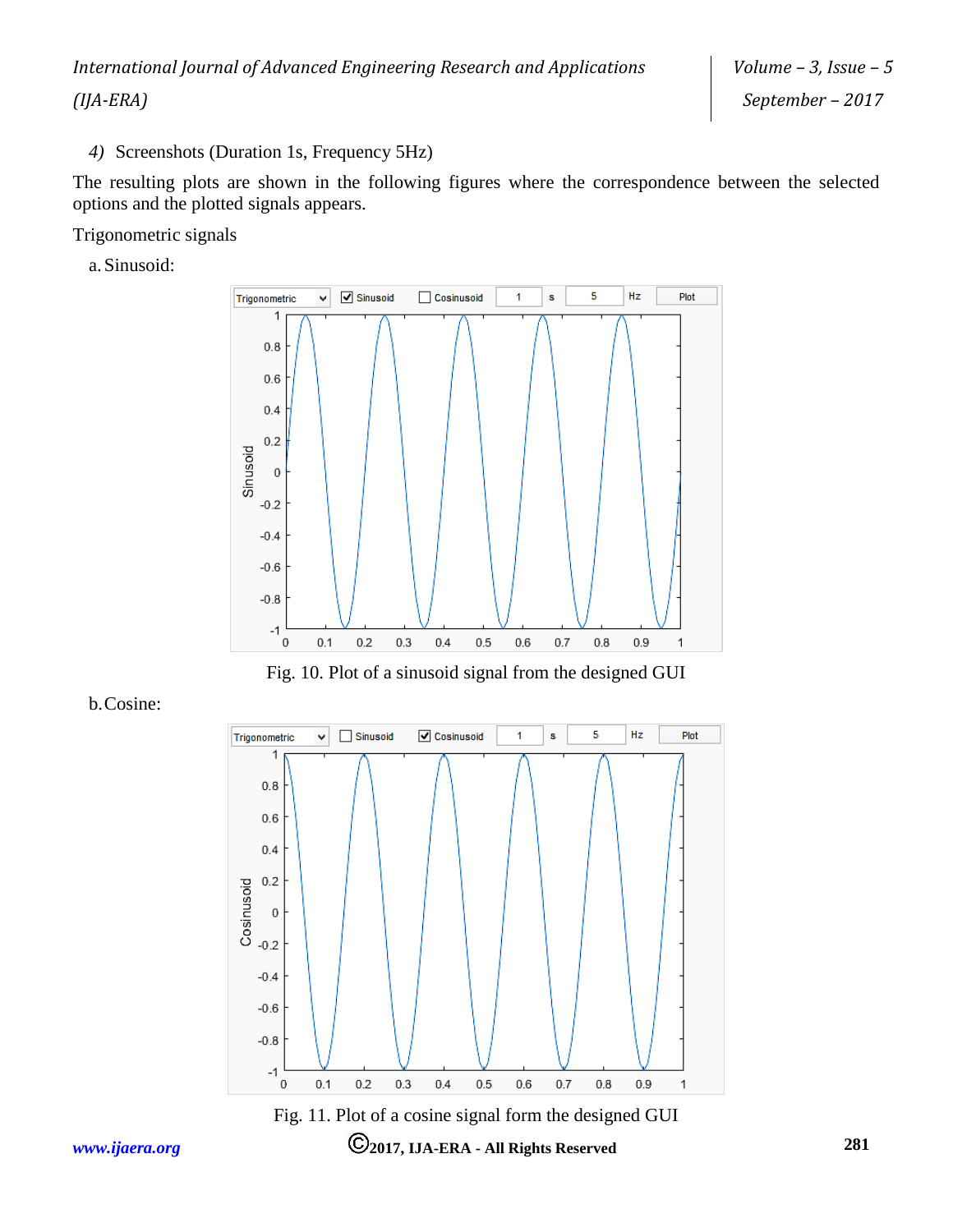4) Screenshots (Duration 1s, Frequency 5Hz)

The resulting plots are shown in the following figures where the correspondence between the selected options and the plotted signals appears.

Trigonometric signals

a. Sinusoid:

Fig. 10. Plot of a sinusoid signal from the designed GUI

b. Cosine:

Fig. 11. Plot of a cosine signal form the designed GUI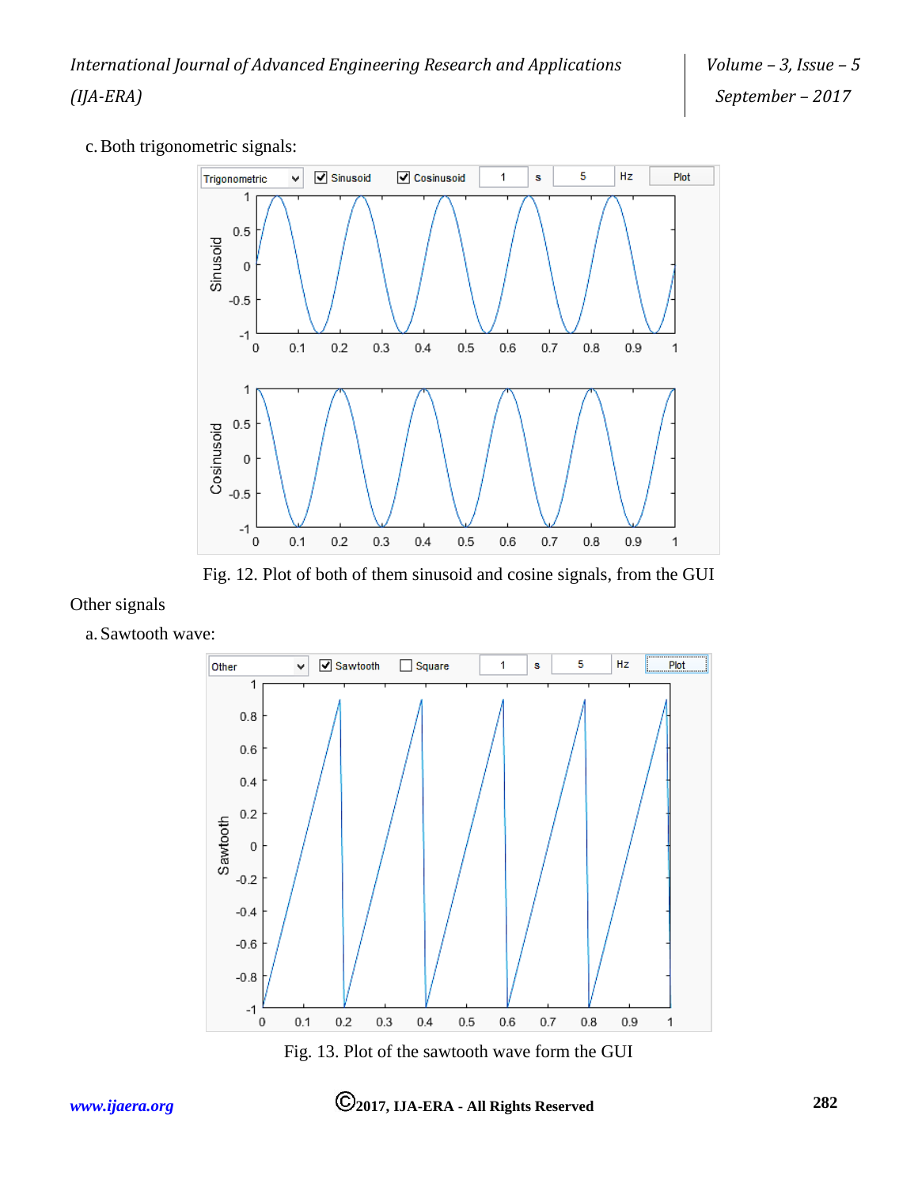c. Both trigonometric signals:

Fig. 12. Plot of both of them sinusoid and cosine signals, from the GUI

Other signals

a. Sawtooth wave:

Fig. 13. Plot of the sawtooth wave form the GUI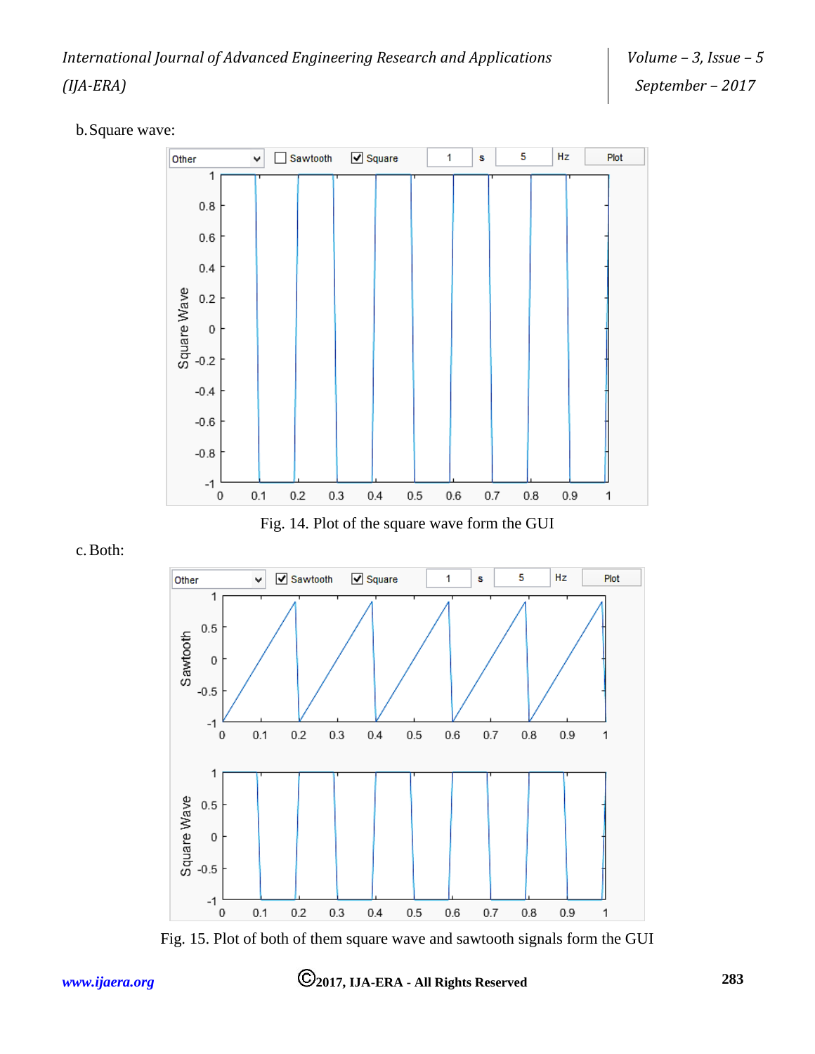b. Square wave:

Fig. 14. Plot of the square wave form the GUI

c. Both:

Fig. 15. Plot of both of them square wave and sawtooth signals form the GUI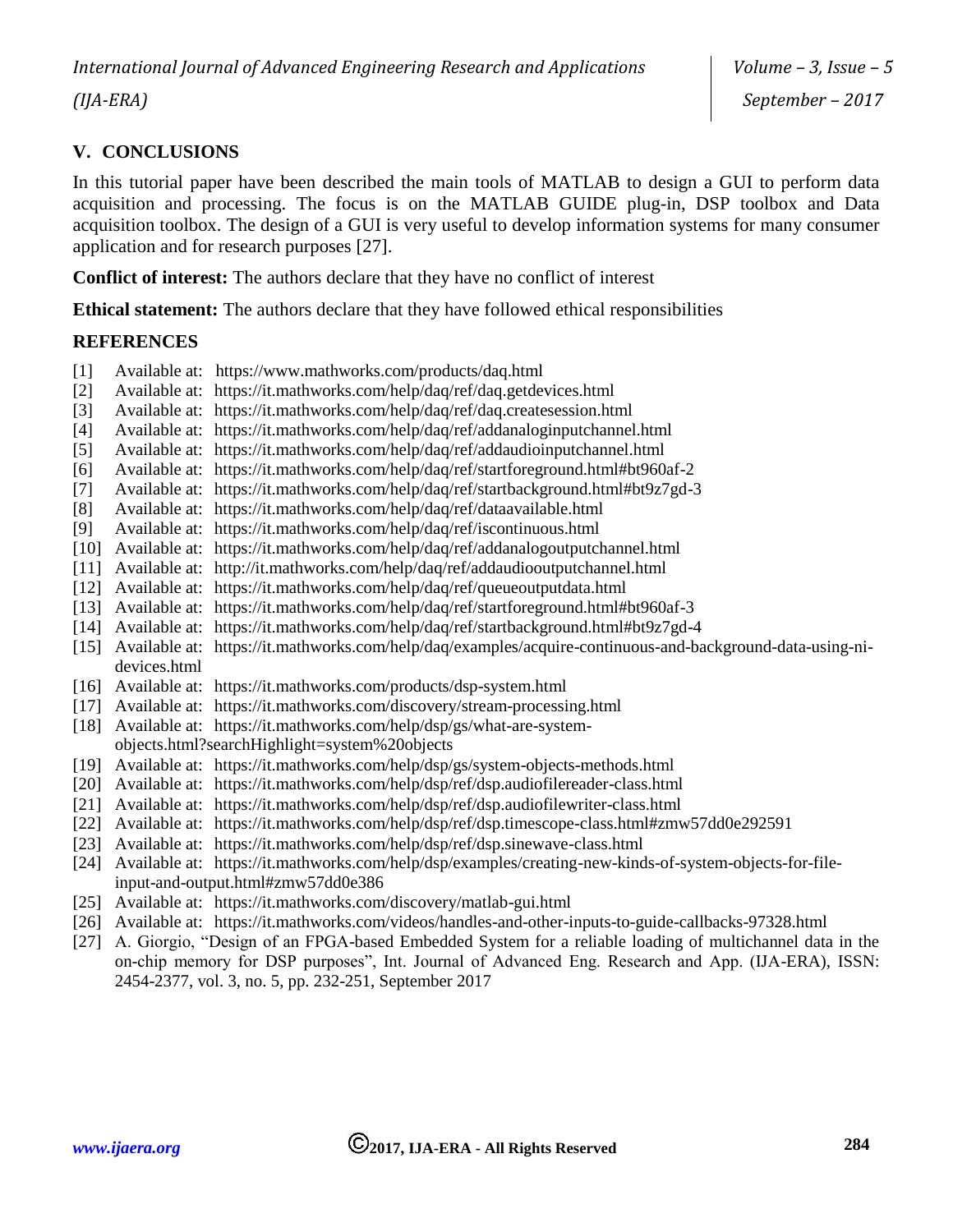## V. CONCLUSIONS

In this tutorial paper have been described the main tools of MATLAB to design a GUI to perform data acquisition and processing. The focus is on the MATLAB GUIDE plug-in, DSP toolbox and Data acquisition toolbox. The design of a GUI is very useful to develop information systems for many consumer application and for research purposes [27].

**Conflict of interest:** The authors declare that they have no conflict of interest

**Ethical statement:** The authors declare that they have followed ethical responsibilities

## REFERENCES

[1] Available at: https://www.mathworks.com/products/daq.html
[2] Available at: https://it.mathworks.com/help/daq/ref/daq.getdevices.html
[3] Available at: https://it.mathworks.com/help/daq/ref/daq.createsession.html
[4] Available at: https://it.mathworks.com/help/daq/ref/addanaloginputchannel.html
[5] Available at: https://it.mathworks.com/help/daq/ref/addaudioinputchannel.html
[6] Available at: https://it.mathworks.com/help/daq/ref/startforeground.html#bt960af-2
[7] Available at: https://it.mathworks.com/help/daq/ref/startbackground.html#bt9z7gd-3
[8] Available at: https://it.mathworks.com/help/daq/ref/dataavailable.html
[9] Available at: https://it.mathworks.com/help/daq/ref/iscontinuous.html
[10] Available at: https://it.mathworks.com/help/daq/ref/addanalogoutputchannel.html
[11] Available at: http://it.mathworks.com/help/daq/ref/addaudiooutputchannel.html
[12] Available at: https://it.mathworks.com/help/daq/ref/queueoutputdata.html
[13] Available at: https://it.mathworks.com/help/daq/ref/startforeground.html#bt960af-3
[14] Available at: https://it.mathworks.com/help/daq/ref/startbackground.html#bt9z7gd-4
[15] Available at: https://it.mathworks.com/help/daq/examples/acquire-continuous-and-background-data-using-ni-devices.html
[16] Available at: https://it.mathworks.com/products/dsp-system.html
[17] Available at: https://it.mathworks.com/discovery/stream-processing.html
[18] Available at: https://it.mathworks.com/help/dsp/gs/what-are-system-objects.html?searchHighlight=system%20objects
[19] Available at: https://it.mathworks.com/help/dsp/gs/system-objects-methods.html
[20] Available at: https://it.mathworks.com/help/dsp/ref/dsp.audiofilereader-class.html
[21] Available at: https://it.mathworks.com/help/dsp/ref/dsp.audiofilewriter-class.html
[22] Available at: https://it.mathworks.com/help/dsp/ref/dsp.timescope-class.html#zmw57dd0e292591
[23] Available at: https://it.mathworks.com/help/dsp/ref/dsp.sinewave-class.html
[24] Available at: https://it.mathworks.com/help/dsp/examples/creating-new-kinds-of-system-objects-for-file-input-and-output.html#zmw57dd0e386
[25] Available at: https://it.mathworks.com/discovery/matlab-gui.html
[26] Available at: https://it.mathworks.com/videos/handles-and-other-inputs-to-guide-callbacks-97328.html
[27] A. Giorgio, "Design of an FPGA-based Embedded System for a reliable loading of multichannel data in the on-chip memory for DSP purposes", Int. Journal of Advanced Eng. Research and App. (IJA-ERA), ISSN: 2454-2377, vol. 3, no. 5, pp. 232-251, September 2017